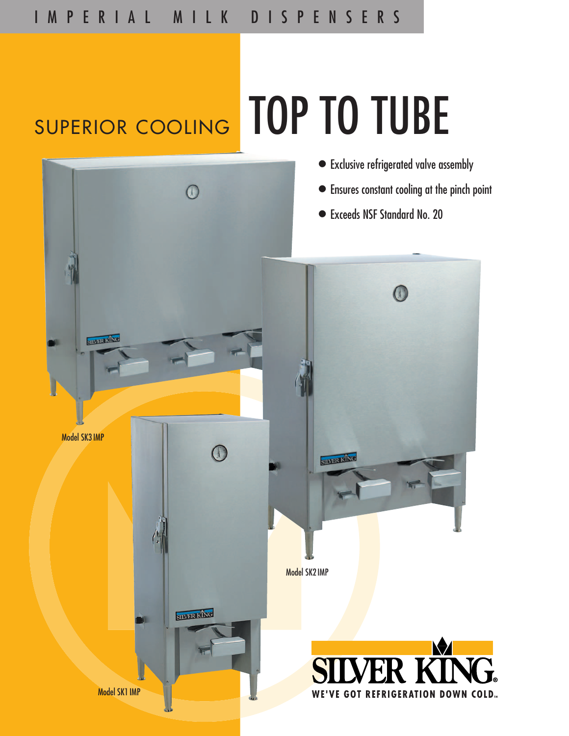IMPERIAL MILK DISPENSERS

# SUPERIOR COOLING TOP TO TUBE

- Exclusive refrigerated valve assembly
- Ensures constant cooling at the pinch point
- Exceeds NSF Standard No. 20

Model SK3 IMP

Model SK2 IMP

Model SK1 IMP

SILVER KING®

WE'VE GOT REFRIGERATION DOWN COLD.™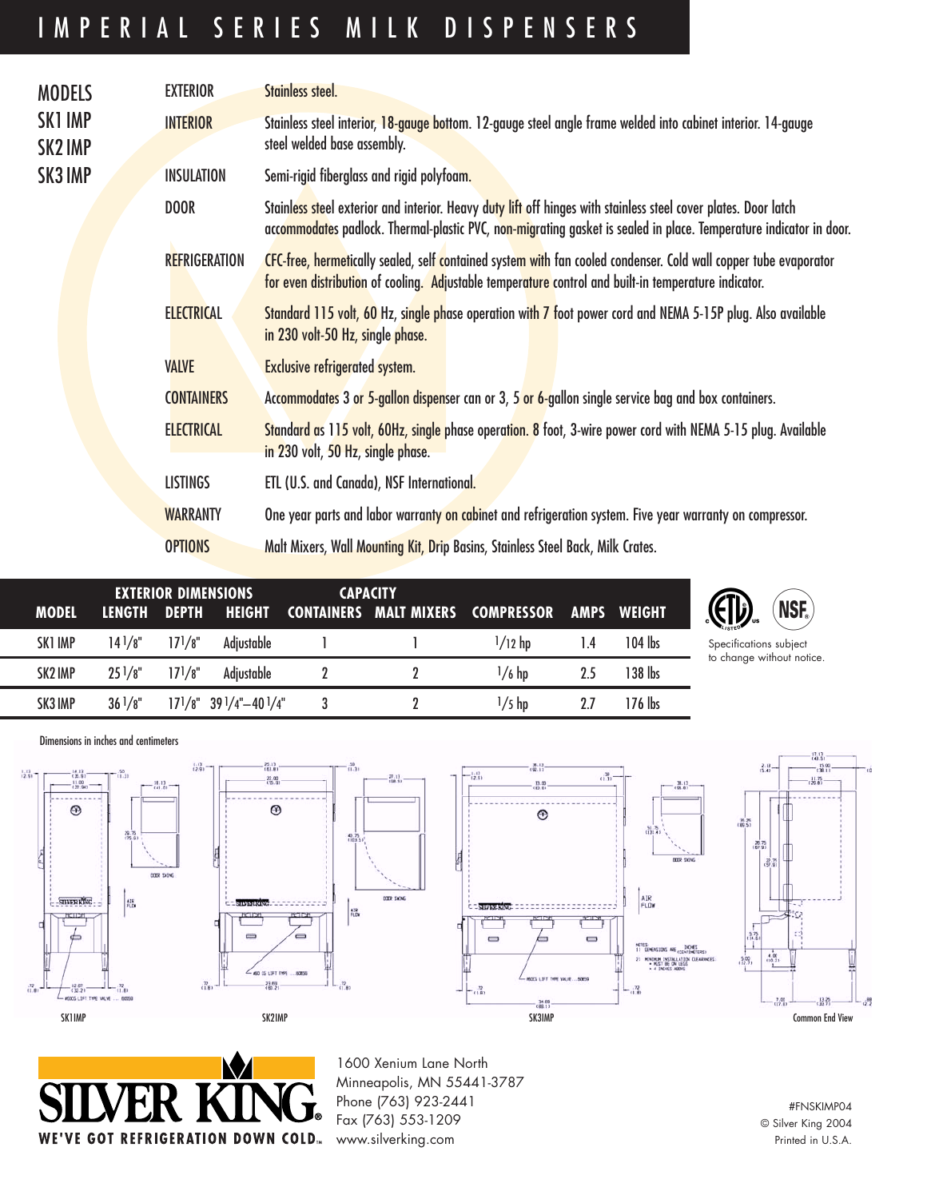# IMPERIAL SERIES MILK DISPENSERS

**MODELS**
SK1 IMP
SK2 IMP
SK3 IMP

| | |
|---|---|
| EXTERIOR | Stainless steel. |
| INTERIOR | Stainless steel interior, 18-gauge bottom. 12-gauge steel angle frame welded into cabinet interior. 14-gauge steel welded base assembly. |
| INSULATION | Semi-rigid fiberglass and rigid polyfoam. |
| DOOR | Stainless steel exterior and interior. Heavy duty lift off hinges with stainless steel cover plates. Door latch accommodates padlock. Thermal-plastic PVC, non-migrating gasket is sealed in place. Temperature indicator in door. |
| REFRIGERATION | CFC-free, hermetically sealed, self contained system with fan cooled condenser. Cold wall copper tube evaporator for even distribution of cooling. Adjustable temperature control and built-in temperature indicator. |
| ELECTRICAL | Standard 115 volt, 60 Hz, single phase operation with 7 foot power cord and NEMA 5-15P plug. Also available in 230 volt-50 Hz, single phase. |
| VALVE | Exclusive refrigerated system. |
| CONTAINERS | Accommodates 3 or 5-gallon dispenser can or 3, 5 or 6-gallon single service bag and box containers. |
| ELECTRICAL | Standard as 115 volt, 60Hz, single phase operation. 8 foot, 3-wire power cord with NEMA 5-15 plug. Available in 230 volt, 50 Hz, single phase. |
| LISTINGS | ETL (U.S. and Canada), NSF International. |
| WARRANTY | One year parts and labor warranty on cabinet and refrigeration system. Five year warranty on compressor. |
| OPTIONS | Malt Mixers, Wall Mounting Kit, Drip Basins, Stainless Steel Back, Milk Crates. |

| MODEL | EXTERIOR DIMENSIONS LENGTH | DEPTH | HEIGHT | CAPACITY CONTAINERS | MALT MIXERS | COMPRESSOR | AMPS | WEIGHT |
|---|---|---|---|---|---|---|---|---|
| SK1 IMP | 14 1/8" | 17 1/8" | Adjustable | 1 | 1 | 1/12 hp | 1.4 | 104 lbs |
| SK2 IMP | 25 1/8" | 17 1/8" | Adjustable | 2 | 2 | 1/6 hp | 2.5 | 138 lbs |
| SK3 IMP | 36 1/8" | 17 1/8" | 39 1/4"–40 1/4" | 3 | 2 | 1/5 hp | 2.7 | 176 lbs |

Specifications subject to change without notice.

Dimensions in inches and centimeters

SK1IMP

SK2IMP

SK3IMP

Common End View

SILVER KING
WE'VE GOT REFRIGERATION DOWN COLD.™

1600 Xenium Lane North
Minneapolis, MN 55441-3787
Phone (763) 923-2441
Fax (763) 553-1209
www.silverking.com

#FNSKIMP04
© Silver King 2004
Printed in U.S.A.